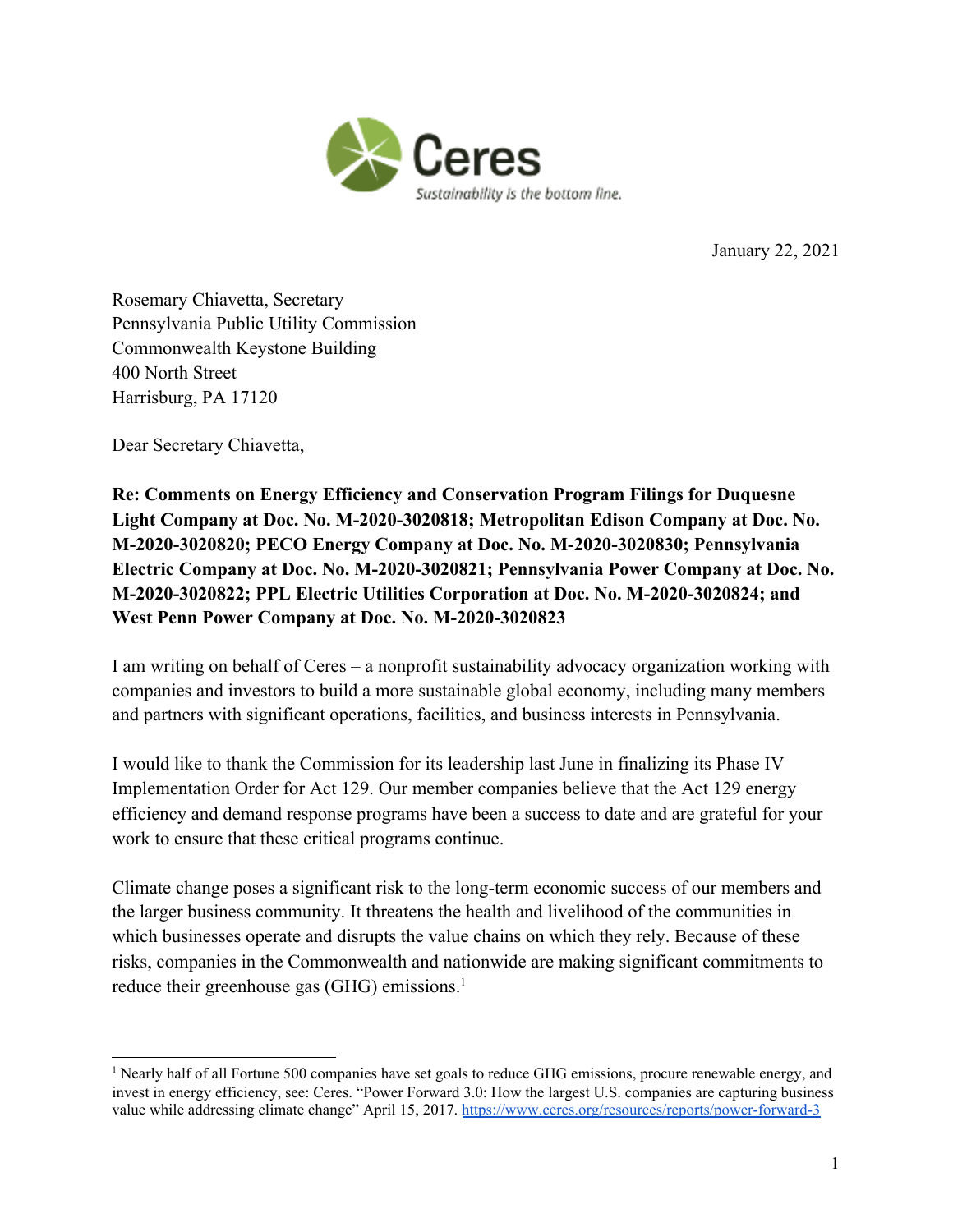Ceres

*Sustainability is the bottom line.*

January 22, 2021

Rosemary Chiavetta, Secretary
Pennsylvania Public Utility Commission
Commonwealth Keystone Building
400 North Street
Harrisburg, PA 17120

Dear Secretary Chiavetta,

**Re: Comments on Energy Efficiency and Conservation Program Filings for Duquesne Light Company at Doc. No. M-2020-3020818; Metropolitan Edison Company at Doc. No. M-2020-3020820; PECO Energy Company at Doc. No. M-2020-3020830; Pennsylvania Electric Company at Doc. No. M-2020-3020821; Pennsylvania Power Company at Doc. No. M-2020-3020822; PPL Electric Utilities Corporation at Doc. No. M-2020-3020824; and West Penn Power Company at Doc. No. M-2020-3020823**

I am writing on behalf of Ceres – a nonprofit sustainability advocacy organization working with companies and investors to build a more sustainable global economy, including many members and partners with significant operations, facilities, and business interests in Pennsylvania.

I would like to thank the Commission for its leadership last June in finalizing its Phase IV Implementation Order for Act 129. Our member companies believe that the Act 129 energy efficiency and demand response programs have been a success to date and are grateful for your work to ensure that these critical programs continue.

Climate change poses a significant risk to the long-term economic success of our members and the larger business community. It threatens the health and livelihood of the communities in which businesses operate and disrupts the value chains on which they rely. Because of these risks, companies in the Commonwealth and nationwide are making significant commitments to reduce their greenhouse gas (GHG) emissions.[1]

[1] Nearly half of all Fortune 500 companies have set goals to reduce GHG emissions, procure renewable energy, and invest in energy efficiency, see: Ceres. "Power Forward 3.0: How the largest U.S. companies are capturing business value while addressing climate change" April 15, 2017. https://www.ceres.org/resources/reports/power-forward-3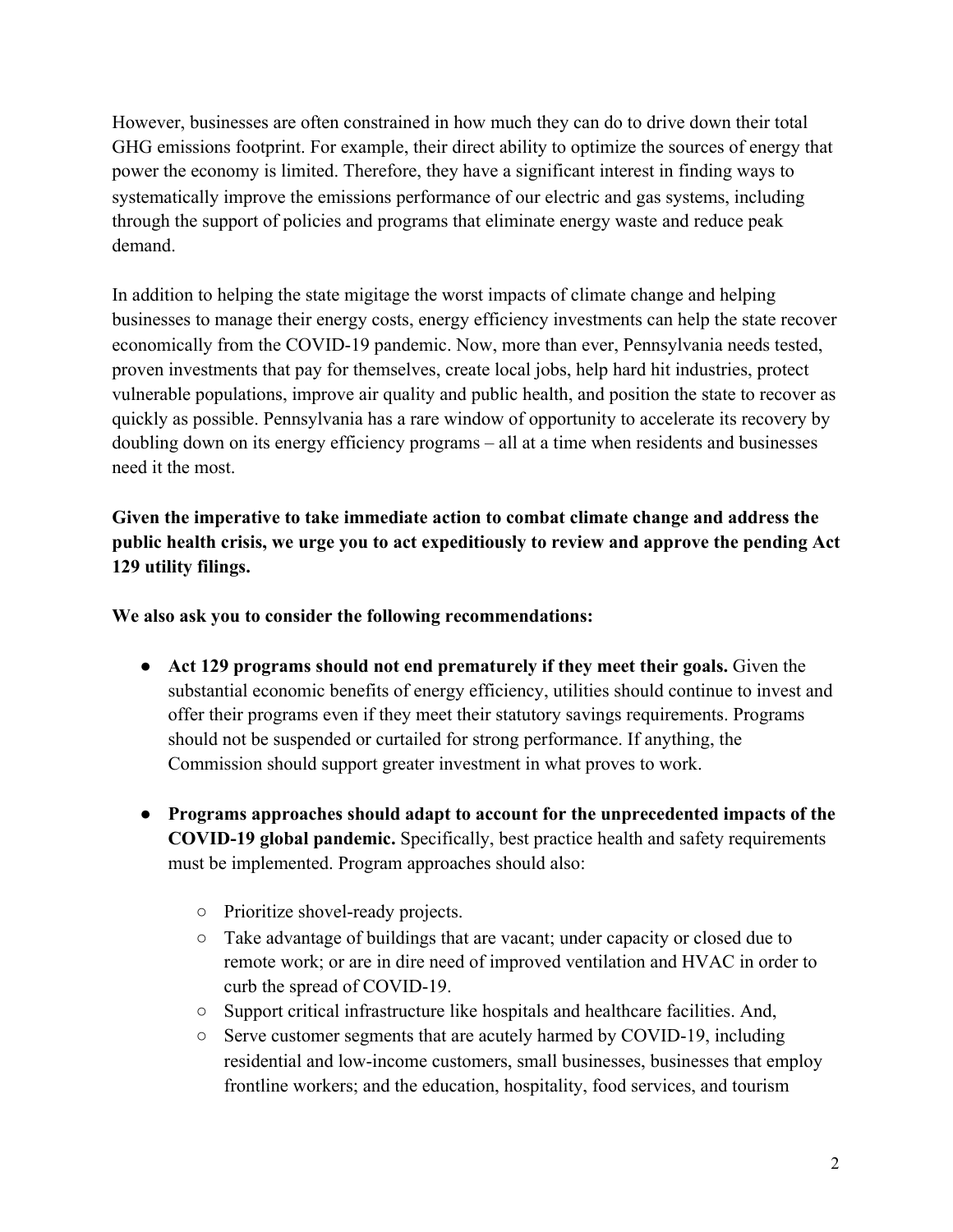However, businesses are often constrained in how much they can do to drive down their total GHG emissions footprint. For example, their direct ability to optimize the sources of energy that power the economy is limited. Therefore, they have a significant interest in finding ways to systematically improve the emissions performance of our electric and gas systems, including through the support of policies and programs that eliminate energy waste and reduce peak demand.

In addition to helping the state migitage the worst impacts of climate change and helping businesses to manage their energy costs, energy efficiency investments can help the state recover economically from the COVID-19 pandemic. Now, more than ever, Pennsylvania needs tested, proven investments that pay for themselves, create local jobs, help hard hit industries, protect vulnerable populations, improve air quality and public health, and position the state to recover as quickly as possible. Pennsylvania has a rare window of opportunity to accelerate its recovery by doubling down on its energy efficiency programs – all at a time when residents and businesses need it the most.

**Given the imperative to take immediate action to combat climate change and address the public health crisis, we urge you to act expeditiously to review and approve the pending Act 129 utility filings.**

**We also ask you to consider the following recommendations:**

- **Act 129 programs should not end prematurely if they meet their goals.** Given the substantial economic benefits of energy efficiency, utilities should continue to invest and offer their programs even if they meet their statutory savings requirements. Programs should not be suspended or curtailed for strong performance. If anything, the Commission should support greater investment in what proves to work.
- **Programs approaches should adapt to account for the unprecedented impacts of the COVID-19 global pandemic.** Specifically, best practice health and safety requirements must be implemented. Program approaches should also:
  - Prioritize shovel-ready projects.
  - Take advantage of buildings that are vacant; under capacity or closed due to remote work; or are in dire need of improved ventilation and HVAC in order to curb the spread of COVID-19.
  - Support critical infrastructure like hospitals and healthcare facilities. And,
  - Serve customer segments that are acutely harmed by COVID-19, including residential and low-income customers, small businesses, businesses that employ frontline workers; and the education, hospitality, food services, and tourism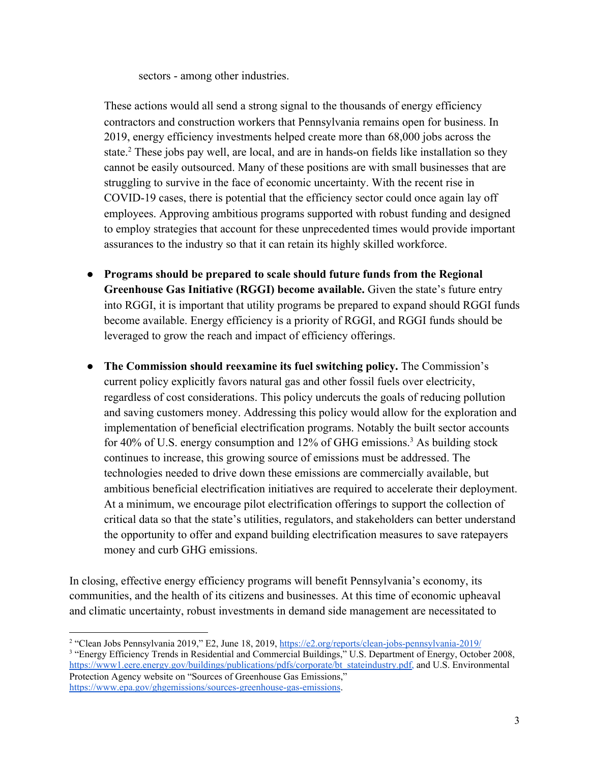sectors - among other industries.

These actions would all send a strong signal to the thousands of energy efficiency contractors and construction workers that Pennsylvania remains open for business. In 2019, energy efficiency investments helped create more than 68,000 jobs across the state.[2] These jobs pay well, are local, and are in hands-on fields like installation so they cannot be easily outsourced. Many of these positions are with small businesses that are struggling to survive in the face of economic uncertainty. With the recent rise in COVID-19 cases, there is potential that the efficiency sector could once again lay off employees. Approving ambitious programs supported with robust funding and designed to employ strategies that account for these unprecedented times would provide important assurances to the industry so that it can retain its highly skilled workforce.

- **Programs should be prepared to scale should future funds from the Regional Greenhouse Gas Initiative (RGGI) become available.** Given the state's future entry into RGGI, it is important that utility programs be prepared to expand should RGGI funds become available. Energy efficiency is a priority of RGGI, and RGGI funds should be leveraged to grow the reach and impact of efficiency offerings.

- **The Commission should reexamine its fuel switching policy.** The Commission's current policy explicitly favors natural gas and other fossil fuels over electricity, regardless of cost considerations. This policy undercuts the goals of reducing pollution and saving customers money. Addressing this policy would allow for the exploration and implementation of beneficial electrification programs. Notably the built sector accounts for 40% of U.S. energy consumption and 12% of GHG emissions.[3] As building stock continues to increase, this growing source of emissions must be addressed. The technologies needed to drive down these emissions are commercially available, but ambitious beneficial electrification initiatives are required to accelerate their deployment. At a minimum, we encourage pilot electrification offerings to support the collection of critical data so that the state's utilities, regulators, and stakeholders can better understand the opportunity to offer and expand building electrification measures to save ratepayers money and curb GHG emissions.

In closing, effective energy efficiency programs will benefit Pennsylvania's economy, its communities, and the health of its citizens and businesses. At this time of economic upheaval and climatic uncertainty, robust investments in demand side management are necessitated to

---

[2] "Clean Jobs Pennsylvania 2019," E2, June 18, 2019, https://e2.org/reports/clean-jobs-pennsylvania-2019/

[3] "Energy Efficiency Trends in Residential and Commercial Buildings," U.S. Department of Energy, October 2008, https://www1.eere.energy.gov/buildings/publications/pdfs/corporate/bt_stateindustry.pdf, and U.S. Environmental Protection Agency website on "Sources of Greenhouse Gas Emissions," https://www.epa.gov/ghgemissions/sources-greenhouse-gas-emissions.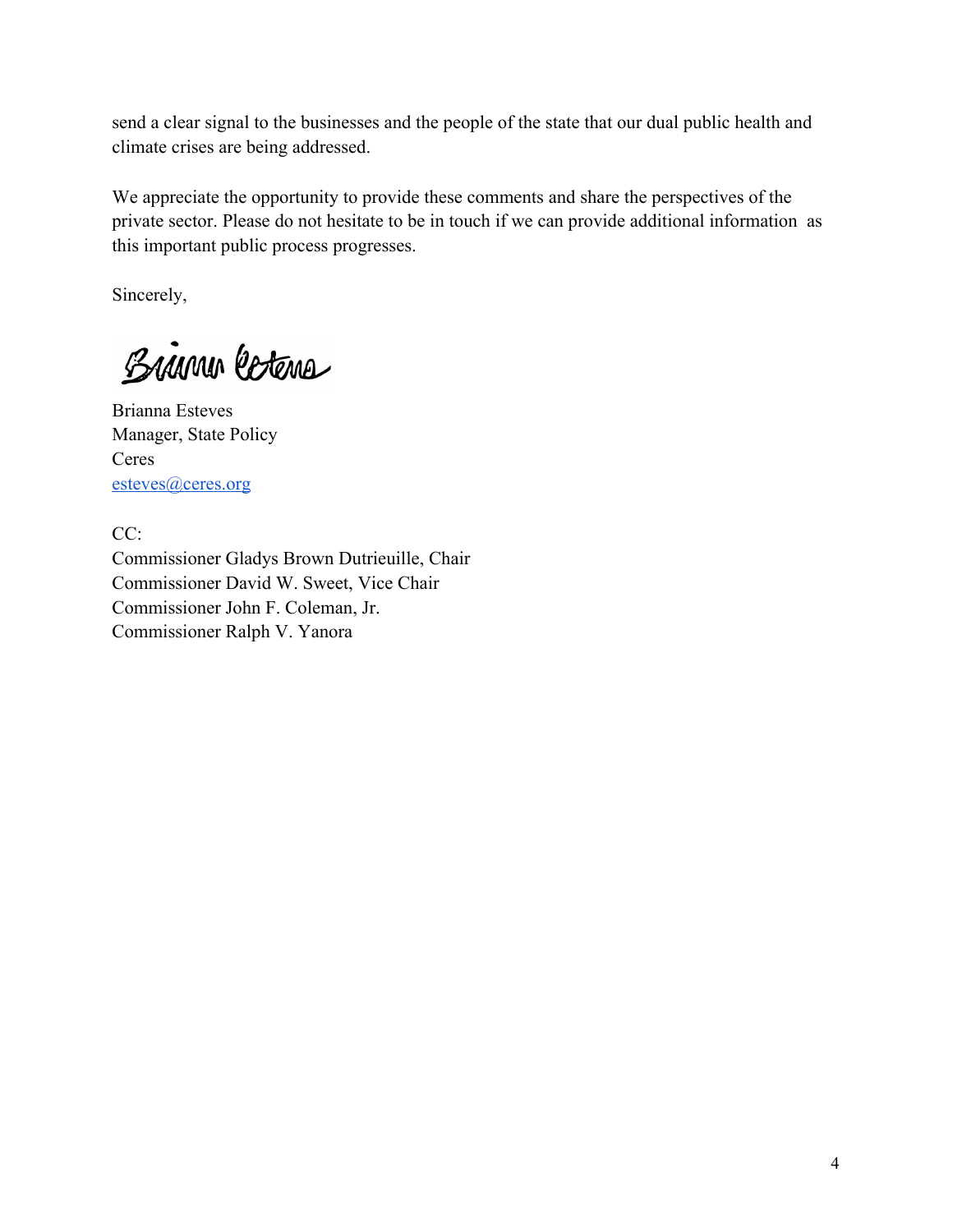send a clear signal to the businesses and the people of the state that our dual public health and climate crises are being addressed.

We appreciate the opportunity to provide these comments and share the perspectives of the private sector. Please do not hesitate to be in touch if we can provide additional information as this important public process progresses.

Sincerely,

Brianna Esteves
Manager, State Policy
Ceres
esteves@ceres.org

CC:
Commissioner Gladys Brown Dutrieuille, Chair
Commissioner David W. Sweet, Vice Chair
Commissioner John F. Coleman, Jr.
Commissioner Ralph V. Yanora